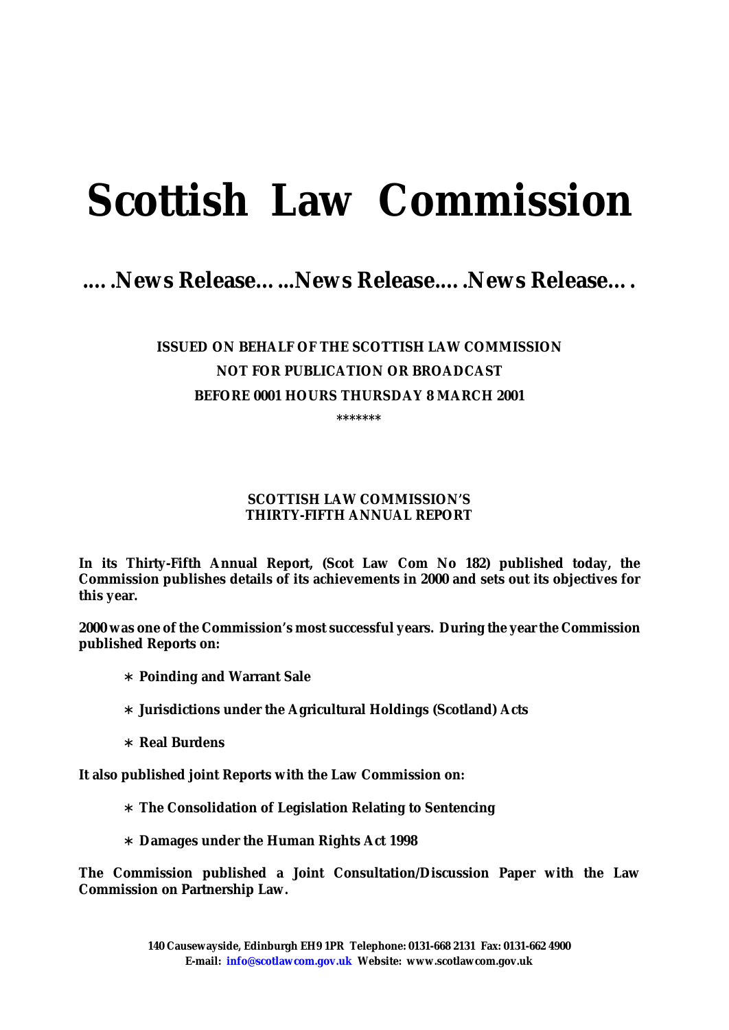# Scottish Law Commission

## ….News Release…...News Release….News Release….

**ISSUED ON BEHALF OF THE SCOTTISH LAW COMMISSION**
**NOT FOR PUBLICATION OR BROADCAST**
**BEFORE 0001 HOURS THURSDAY 8 MARCH 2001**

*******

### SCOTTISH LAW COMMISSION'S THIRTY-FIFTH ANNUAL REPORT

**In its Thirty-Fifth Annual Report, (Scot Law Com No 182) published today, the Commission publishes details of its achievements in 2000 and sets out its objectives for this year.**

**2000 was one of the Commission's most successful years. During the year the Commission published Reports on:**

- **Poinding and Warrant Sale**
- **Jurisdictions under the Agricultural Holdings (Scotland) Acts**
- **Real Burdens**

**It also published joint Reports with the Law Commission on:**

- **The Consolidation of Legislation Relating to Sentencing**
- **Damages under the Human Rights Act 1998**

**The Commission published a Joint Consultation/Discussion Paper with the Law Commission on Partnership Law.**

**140 Causewayside, Edinburgh EH9 1PR Telephone: 0131-668 2131 Fax: 0131-662 4900**
**E-mail: info@scotlawcom.gov.uk Website: www.scotlawcom.gov.uk**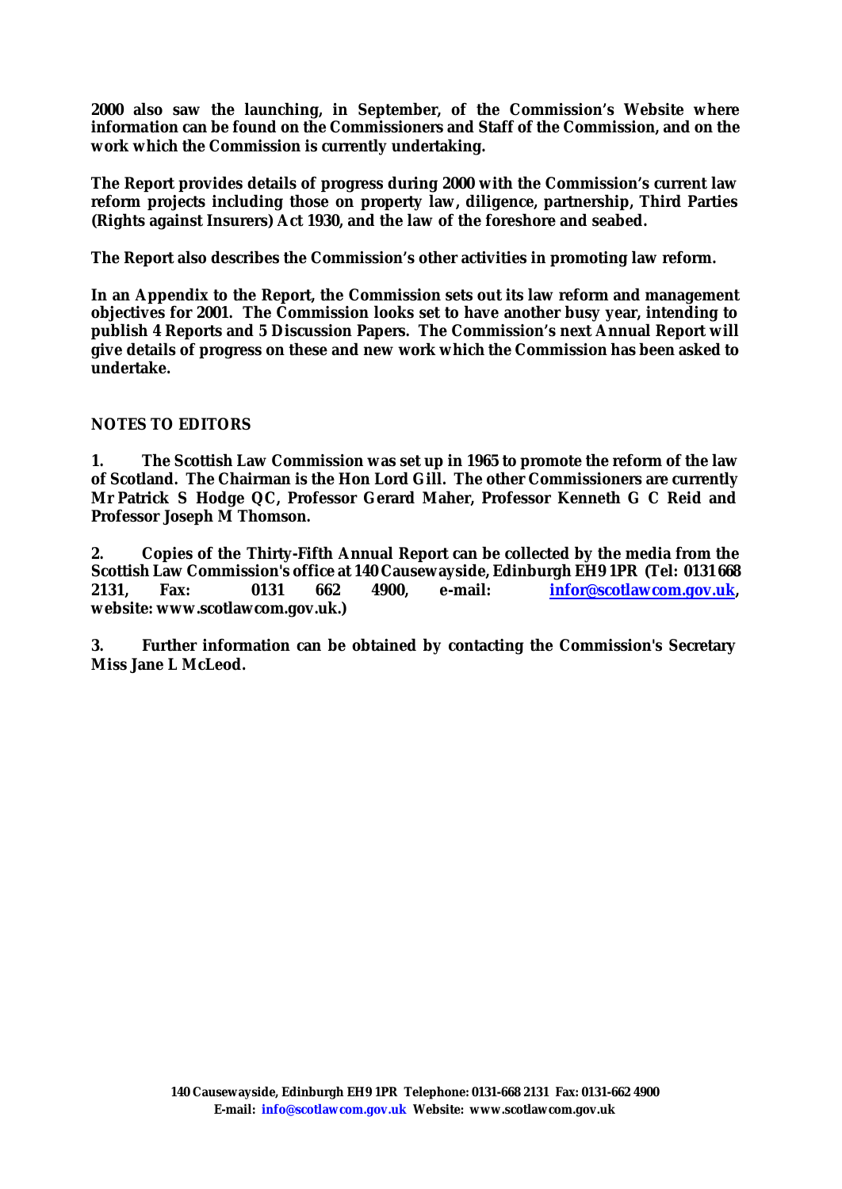**2000 also saw the launching, in September, of the Commission's Website where information can be found on the Commissioners and Staff of the Commission, and on the work which the Commission is currently undertaking.**

**The Report provides details of progress during 2000 with the Commission's current law reform projects including those on property law, diligence, partnership, Third Parties (Rights against Insurers) Act 1930, and the law of the foreshore and seabed.**

**The Report also describes the Commission's other activities in promoting law reform.**

**In an Appendix to the Report, the Commission sets out its law reform and management objectives for 2001. The Commission looks set to have another busy year, intending to publish 4 Reports and 5 Discussion Papers. The Commission's next Annual Report will give details of progress on these and new work which the Commission has been asked to undertake.**

**NOTES TO EDITORS**

**1. The Scottish Law Commission was set up in 1965 to promote the reform of the law of Scotland. The Chairman is the Hon Lord Gill. The other Commissioners are currently Mr Patrick S Hodge QC, Professor Gerard Maher, Professor Kenneth G C Reid and Professor Joseph M Thomson.**

**2. Copies of the Thirty-Fifth Annual Report can be collected by the media from the Scottish Law Commission's office at 140 Causewayside, Edinburgh EH9 1PR (Tel: 0131 668 2131, Fax: 0131 662 4900, e-mail: infor@scotlawcom.gov.uk, website: www.scotlawcom.gov.uk.)**

**3. Further information can be obtained by contacting the Commission's Secretary Miss Jane L McLeod.**